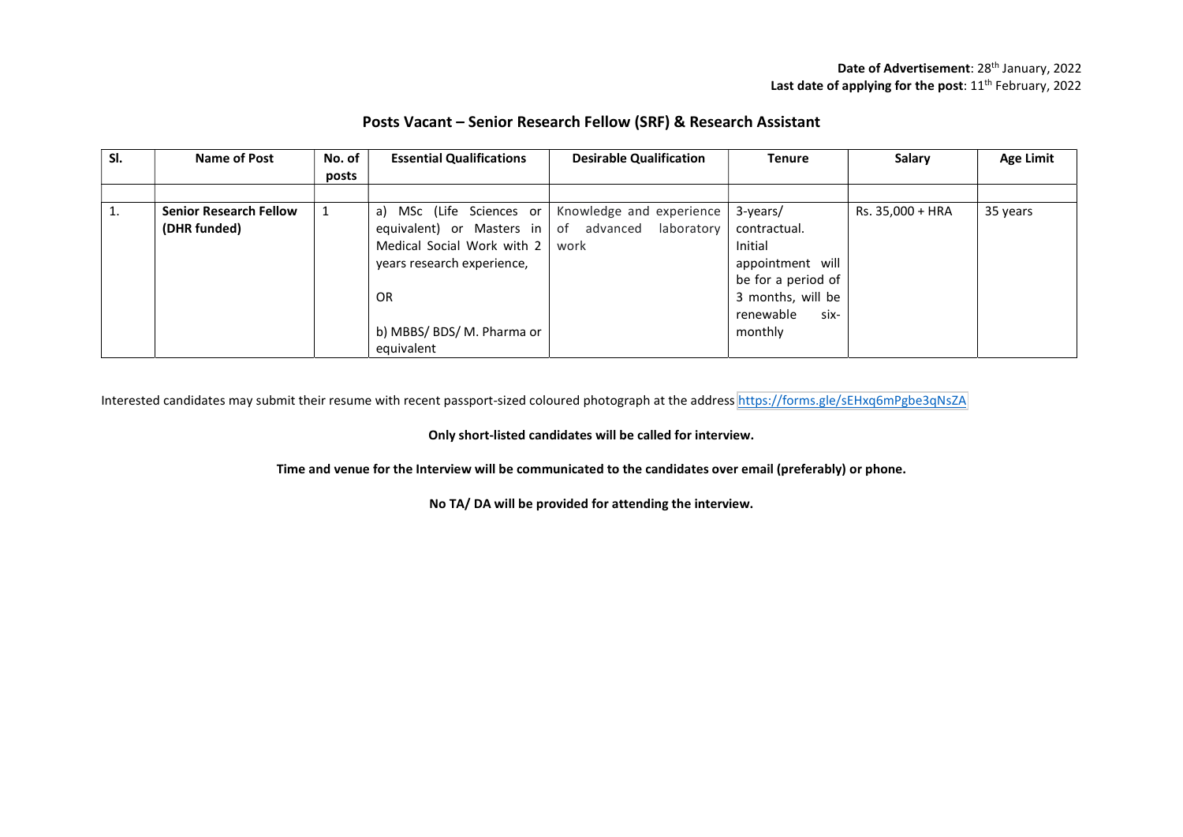**Date of Advertisement**: 28th January, 2022
**Last date of applying for the post**: 11th February, 2022

## Posts Vacant – Senior Research Fellow (SRF) & Research Assistant

| Sl. | Name of Post | No. of posts | Essential Qualifications | Desirable Qualification | Tenure | Salary | Age Limit |
|---|---|---|---|---|---|---|---|
| | | | | | | | |
| 1. | **Senior Research Fellow (DHR funded)** | 1 | a) MSc (Life Sciences or equivalent) or Masters in Medical Social Work with 2 years research experience,<br><br>OR<br><br>b) MBBS/ BDS/ M. Pharma or equivalent | Knowledge and experience of advanced laboratory work | 3-years/ contractual. Initial appointment will be for a period of 3 months, will be renewable six-monthly | Rs. 35,000 + HRA | 35 years |

Interested candidates may submit their resume with recent passport-sized coloured photograph at the address https://forms.gle/sEHxq6mPgbe3qNsZA

**Only short-listed candidates will be called for interview.**

**Time and venue for the Interview will be communicated to the candidates over email (preferably) or phone.**

**No TA/ DA will be provided for attending the interview.**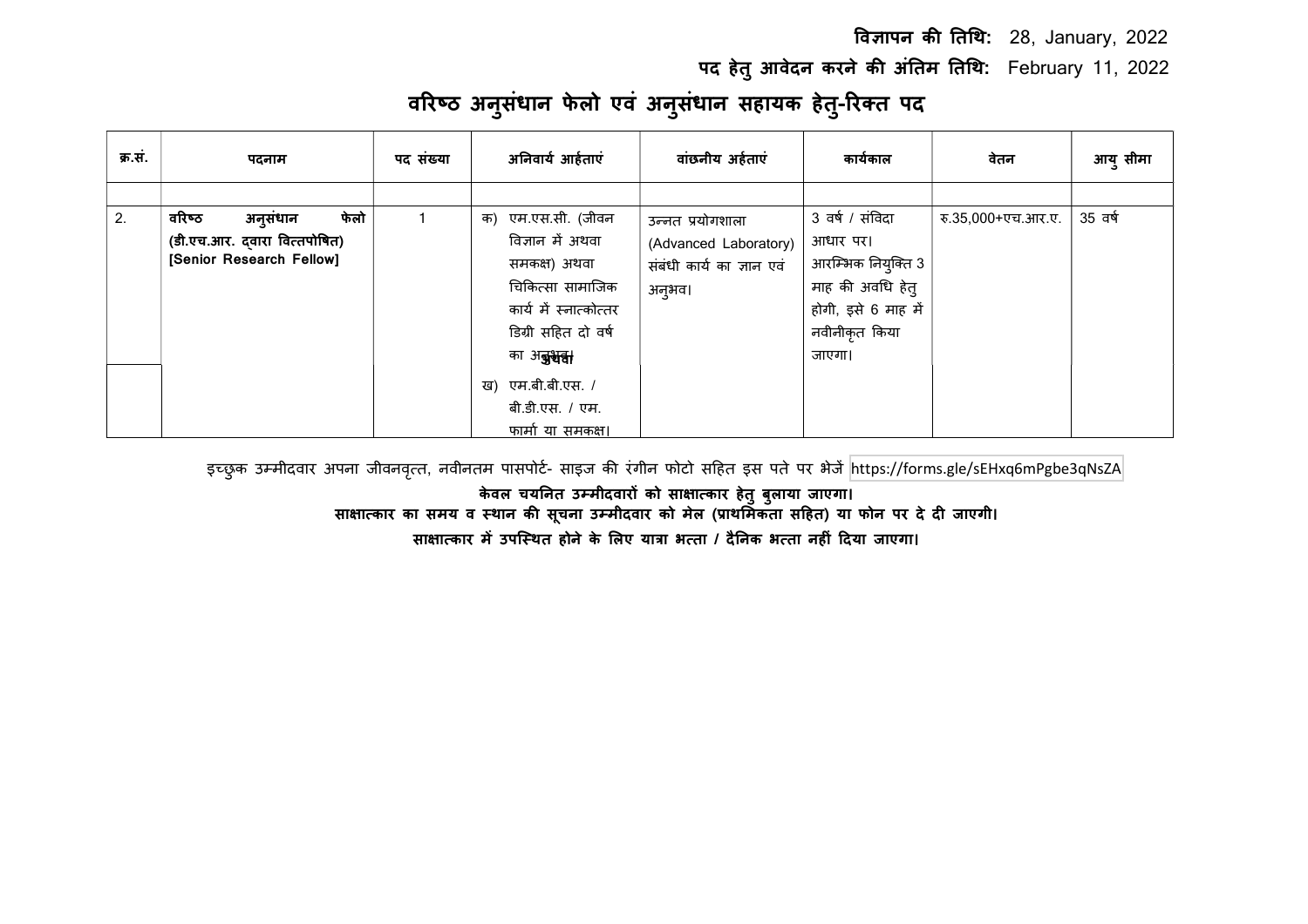**विज्ञापन की तिथि:** 28, January, 2022

**पद हेतु आवेदन करने की अंतिम तिथि:** February 11, 2022

# वरिष्ठ अनुसंधान फेलो एवं अनुसंधान सहायक हेतु-रिक्त पद

| क्र.सं. | पदनाम | पद संख्या | अनिवार्य आर्हताएं | वांछनीय अर्हताएं | कार्यकाल | वेतन | आयु सीमा |
|---|---|---|---|---|---|---|---|
| | | | | | | | |
| 2. | **वरिष्ठ अनुसंधान फेलो (डी.एच.आर. द्वारा वित्तपोषित) [Senior Research Fellow]** | 1 | क) एम.एस.सी. (जीवन विज्ञान में अथवा समकक्ष) अथवा चिकित्सा सामाजिक कार्य में स्नात्कोत्तर डिग्री सहित दो वर्ष का अनुभव। **अथवा** ख) एम.बी.बी.एस. / बी.डी.एस. / एम. फार्मा या समकक्ष। | उन्नत प्रयोगशाला (Advanced Laboratory) संबंधी कार्य का ज्ञान एवं अनुभव। | 3 वर्ष / संविदा आधार पर। आरम्भिक नियुक्ति 3 माह की अवधि हेतु होगी, इसे 6 माह में नवीनीकृत किया जाएगा। | रु.35,000+एच.आर.ए. | 35 वर्ष |

इच्छुक उम्मीदवार अपना जीवनवृत्त, नवीनतम पासपोर्ट- साइज की रंगीन फोटो सहित इस पते पर भेजें https://forms.gle/sEHxq6mPgbe3qNsZA

**केवल चयनित उम्मीदवारों को साक्षात्कार हेतु बुलाया जाएगा।**

**साक्षात्कार का समय व स्थान की सूचना उम्मीदवार को मेल (प्राथमिकता सहित) या फोन पर दे दी जाएगी।**

**साक्षात्कार में उपस्थित होने के लिए यात्रा भत्ता / दैनिक भत्ता नहीं दिया जाएगा।**